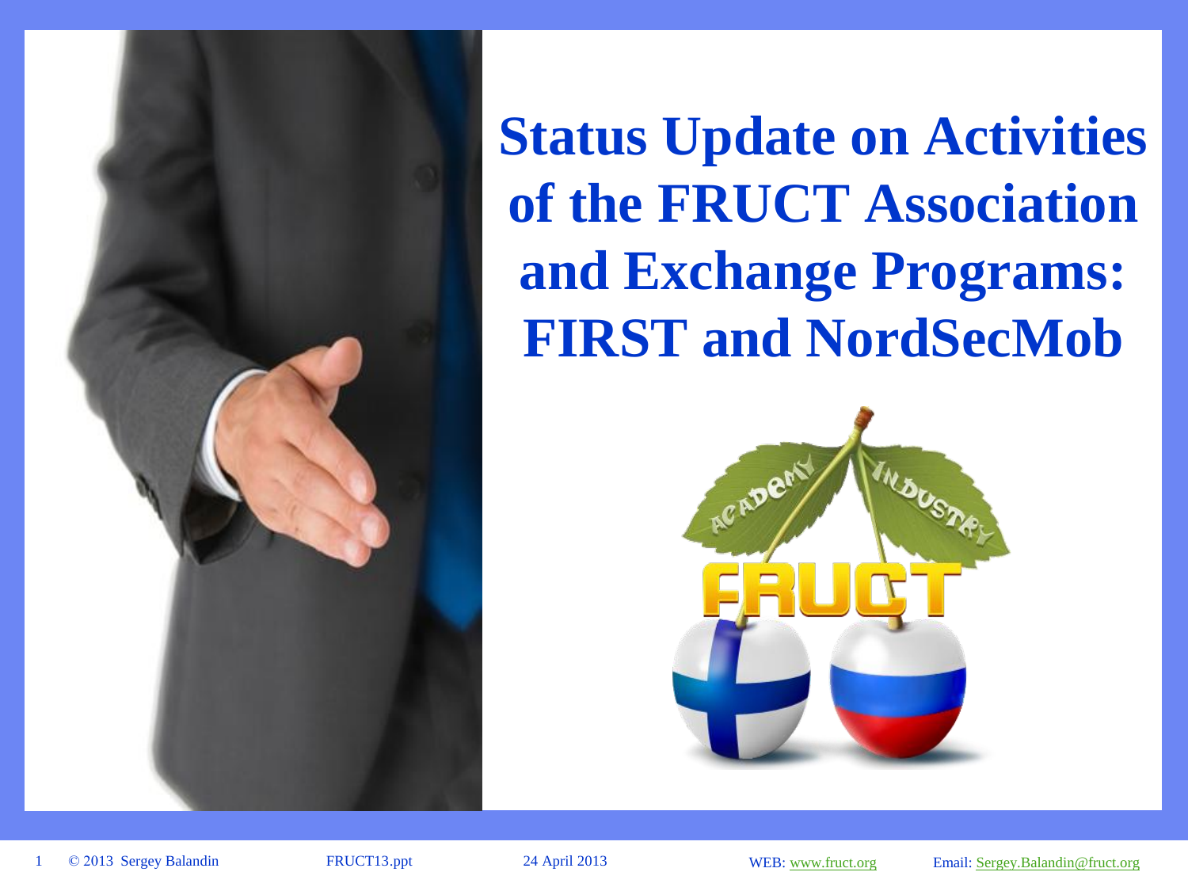# Status Update on Activities of the FRUCT Association and Exchange Programs: FIRST and NordSecMob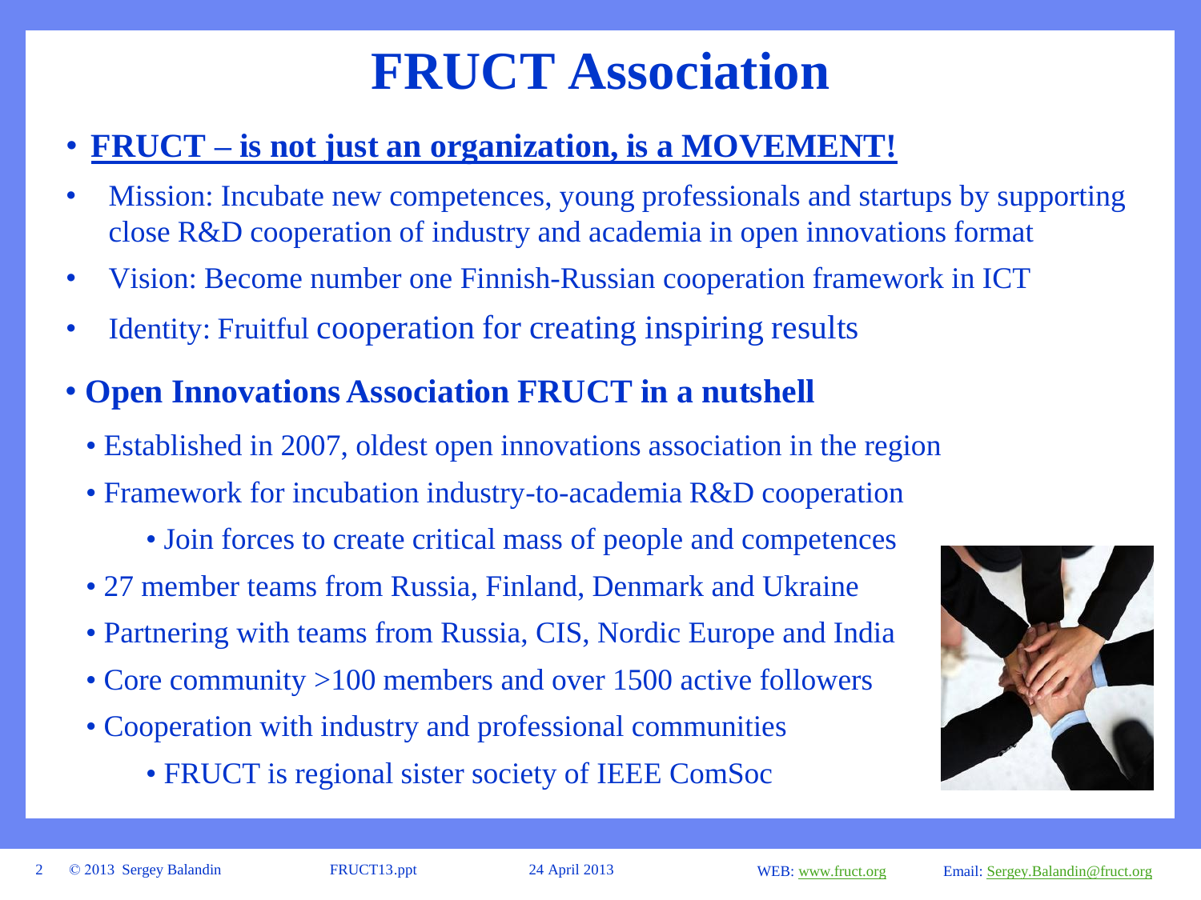# FRUCT Association

- **FRUCT – is not just an organization, is a MOVEMENT!**
- Mission: Incubate new competences, young professionals and startups by supporting close R&D cooperation of industry and academia in open innovations format
- Vision: Become number one Finnish-Russian cooperation framework in ICT
- Identity: Fruitful cooperation for creating inspiring results

- **Open Innovations Association FRUCT in a nutshell**
  - Established in 2007, oldest open innovations association in the region
  - Framework for incubation industry-to-academia R&D cooperation
    - Join forces to create critical mass of people and competences
  - 27 member teams from Russia, Finland, Denmark and Ukraine
  - Partnering with teams from Russia, CIS, Nordic Europe and India
  - Core community >100 members and over 1500 active followers
  - Cooperation with industry and professional communities
    - FRUCT is regional sister society of IEEE ComSoc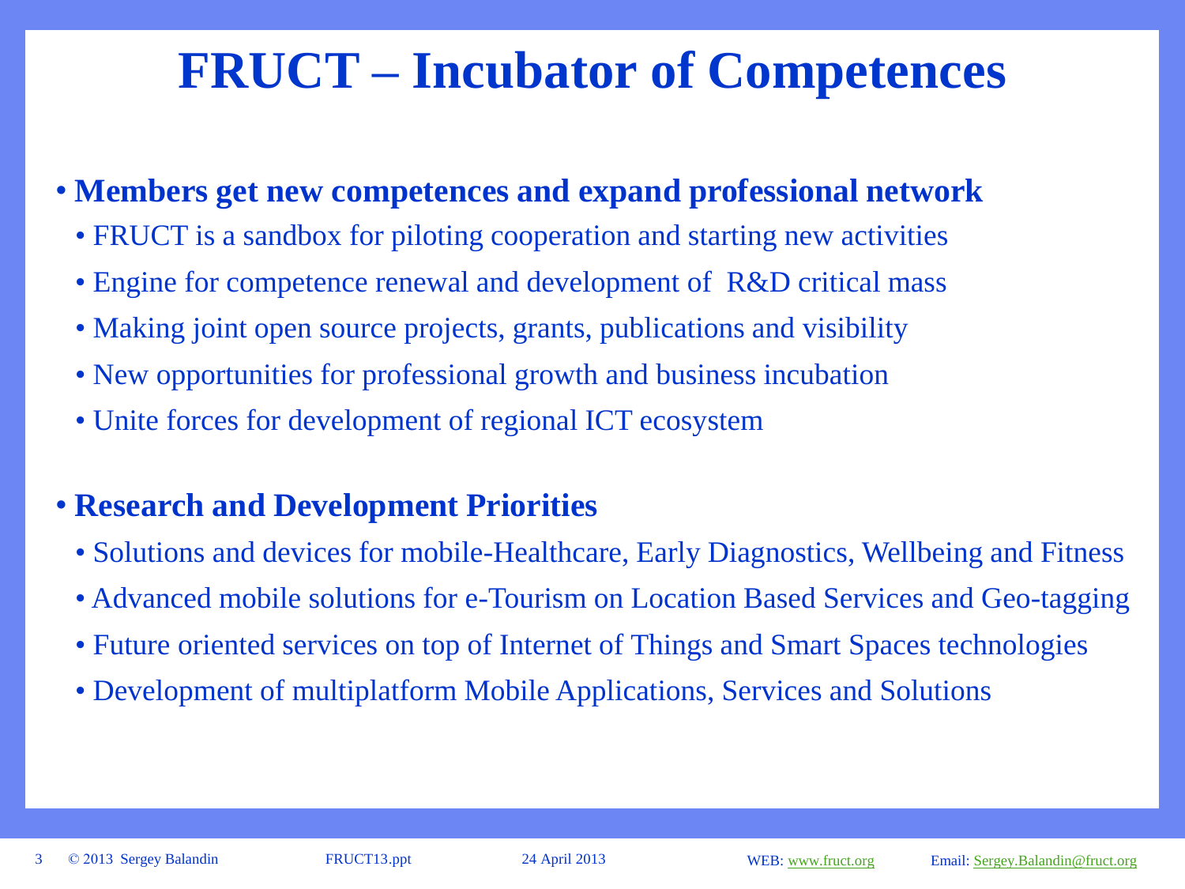# FRUCT – Incubator of Competences

- **Members get new competences and expand professional network**
  - FRUCT is a sandbox for piloting cooperation and starting new activities
  - Engine for competence renewal and development of R&D critical mass
  - Making joint open source projects, grants, publications and visibility
  - New opportunities for professional growth and business incubation
  - Unite forces for development of regional ICT ecosystem

- **Research and Development Priorities**
  - Solutions and devices for mobile-Healthcare, Early Diagnostics, Wellbeing and Fitness
  - Advanced mobile solutions for e-Tourism on Location Based Services and Geo-tagging
  - Future oriented services on top of Internet of Things and Smart Spaces technologies
  - Development of multiplatform Mobile Applications, Services and Solutions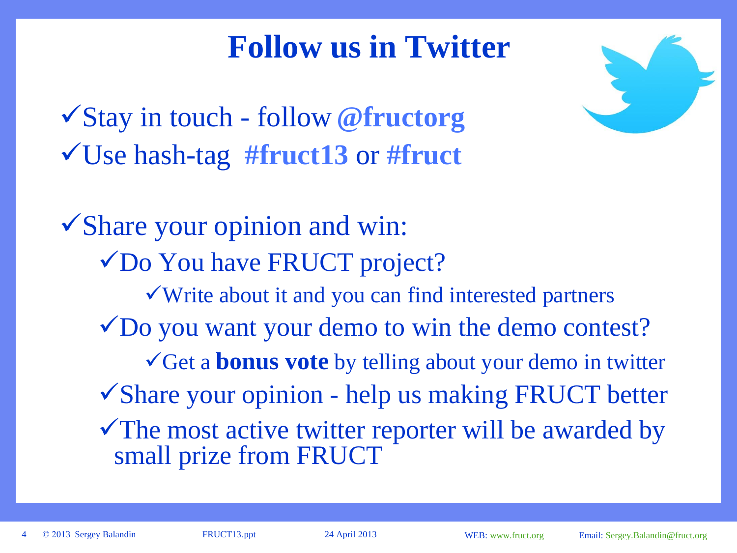# Follow us in Twitter

- Stay in touch - follow **@fructorg**
- Use hash-tag **#fruct13** or **#fruct**

- Share your opinion and win:
  - Do You have FRUCT project?
    - Write about it and you can find interested partners
  - Do you want your demo to win the demo contest?
    - Get a **bonus vote** by telling about your demo in twitter
  - Share your opinion - help us making FRUCT better
  - The most active twitter reporter will be awarded by small prize from FRUCT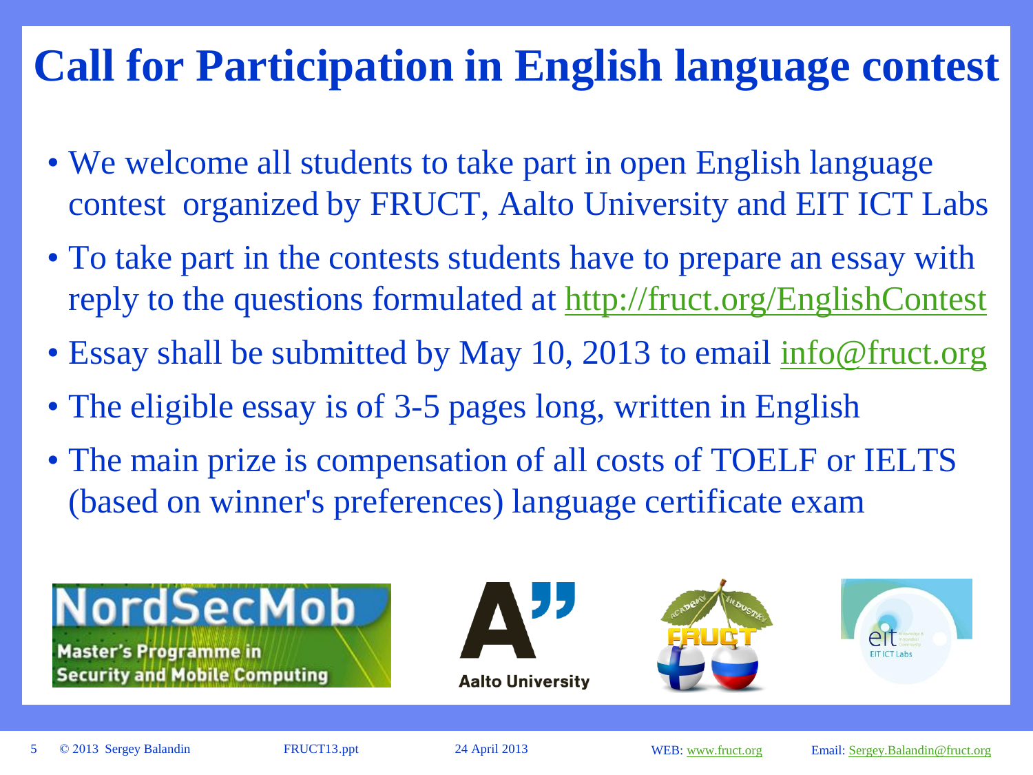# Call for Participation in English language contest

- We welcome all students to take part in open English language contest organized by FRUCT, Aalto University and EIT ICT Labs
- To take part in the contests students have to prepare an essay with reply to the questions formulated at http://fruct.org/EnglishContest
- Essay shall be submitted by May 10, 2013 to email info@fruct.org
- The eligible essay is of 3-5 pages long, written in English
- The main prize is compensation of all costs of TOEFL or IELTS (based on winner's preferences) language certificate exam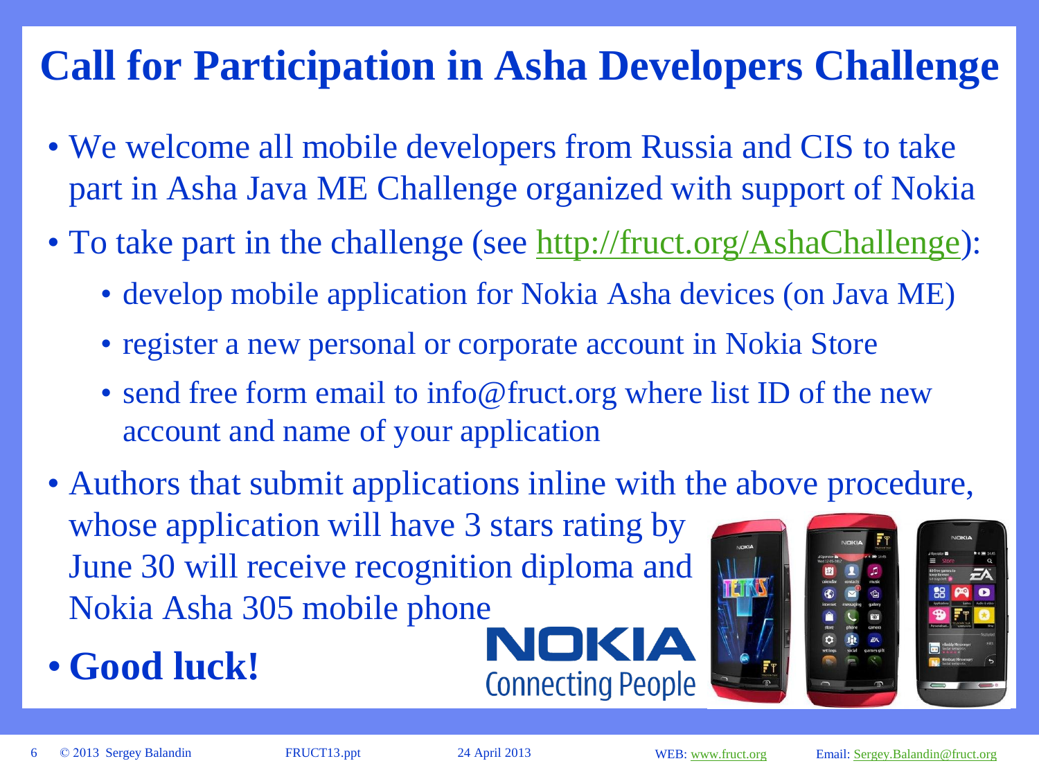# Call for Participation in Asha Developers Challenge

- We welcome all mobile developers from Russia and CIS to take part in Asha Java ME Challenge organized with support of Nokia
- To take part in the challenge (see http://fruct.org/AshaChallenge):
  - develop mobile application for Nokia Asha devices (on Java ME)
  - register a new personal or corporate account in Nokia Store
  - send free form email to info@fruct.org where list ID of the new account and name of your application
- Authors that submit applications inline with the above procedure, whose application will have 3 stars rating by June 30 will receive recognition diploma and Nokia Asha 305 mobile phone
- **Good luck!**

NOKIA
Connecting People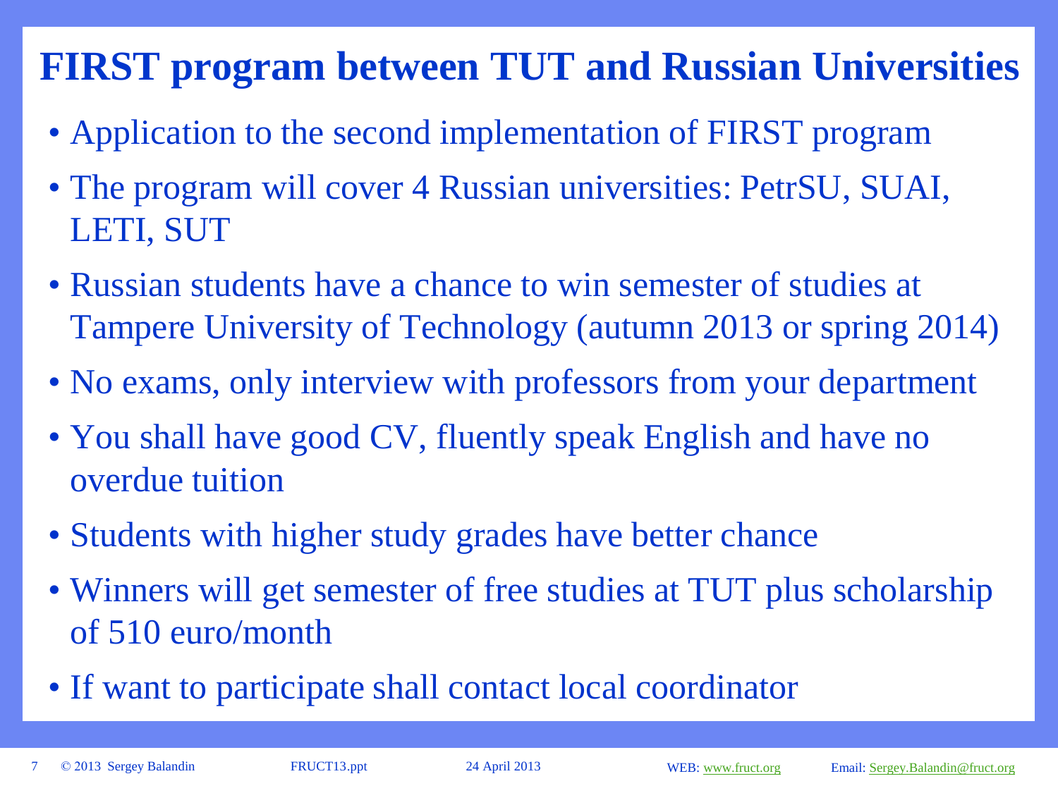# FIRST program between TUT and Russian Universities

- Application to the second implementation of FIRST program
- The program will cover 4 Russian universities: PetrSU, SUAI, LETI, SUT
- Russian students have a chance to win semester of studies at Tampere University of Technology (autumn 2013 or spring 2014)
- No exams, only interview with professors from your department
- You shall have good CV, fluently speak English and have no overdue tuition
- Students with higher study grades have better chance
- Winners will get semester of free studies at TUT plus scholarship of 510 euro/month
- If want to participate shall contact local coordinator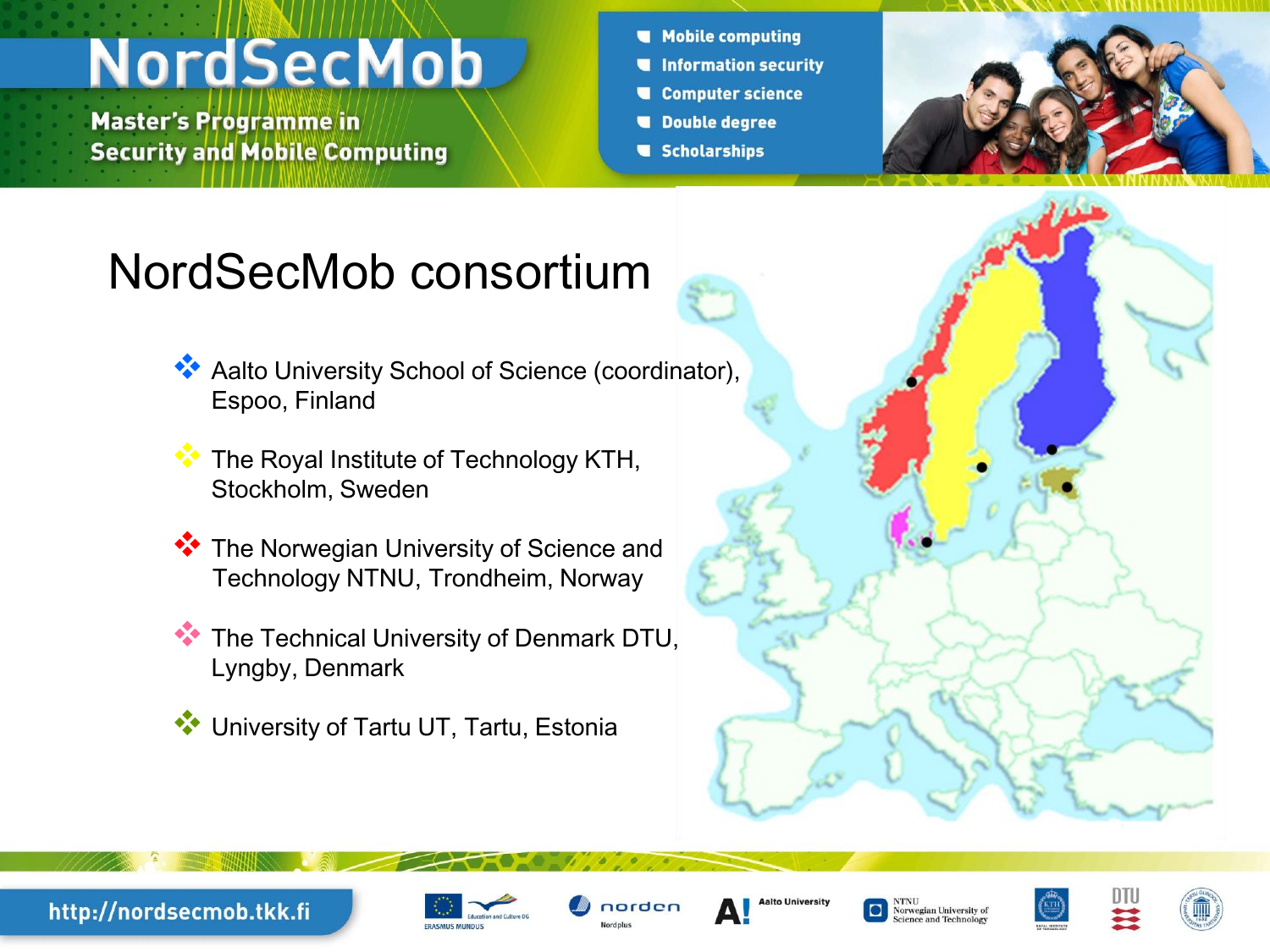# NordSecMob consortium

- Aalto University School of Science (coordinator), Espoo, Finland
- The Royal Institute of Technology KTH, Stockholm, Sweden
- The Norwegian University of Science and Technology NTNU, Trondheim, Norway
- The Technical University of Denmark DTU, Lyngby, Denmark
- University of Tartu UT, Tartu, Estonia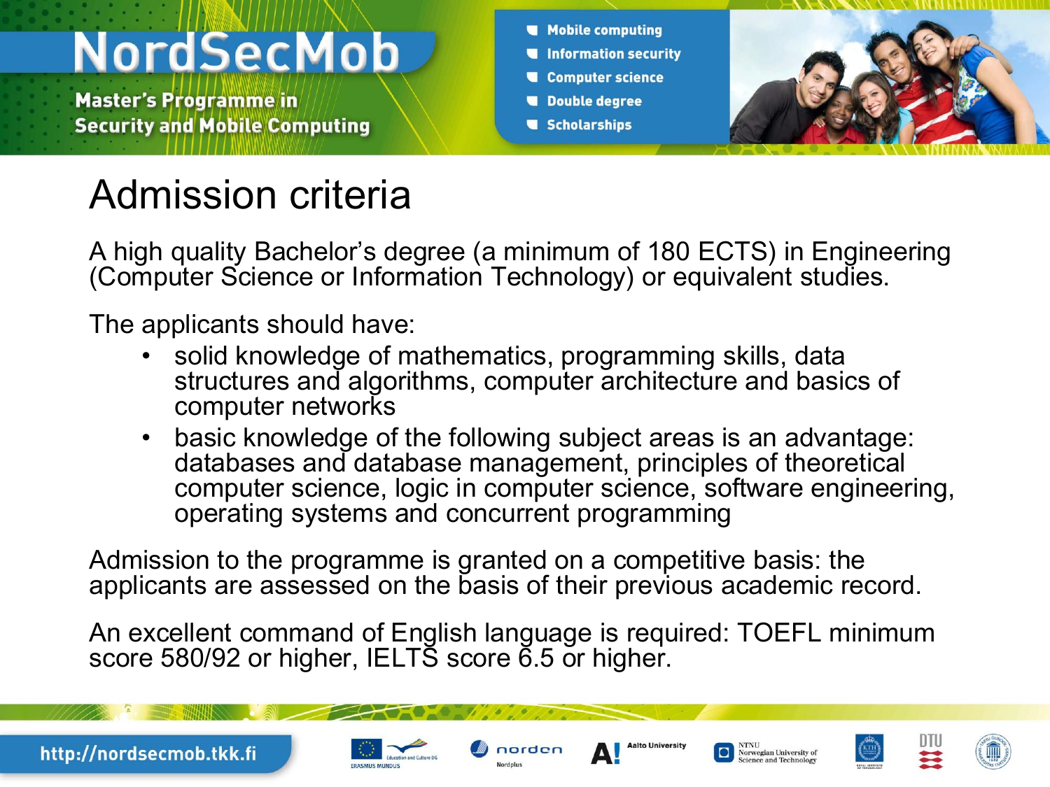# Admission criteria

A high quality Bachelor's degree (a minimum of 180 ECTS) in Engineering (Computer Science or Information Technology) or equivalent studies.

The applicants should have:

- solid knowledge of mathematics, programming skills, data structures and algorithms, computer architecture and basics of computer networks
- basic knowledge of the following subject areas is an advantage: databases and database management, principles of theoretical computer science, logic in computer science, software engineering, operating systems and concurrent programming

Admission to the programme is granted on a competitive basis: the applicants are assessed on the basis of their previous academic record.

An excellent command of English language is required: TOEFL minimum score 580/92 or higher, IELTS score 6.5 or higher.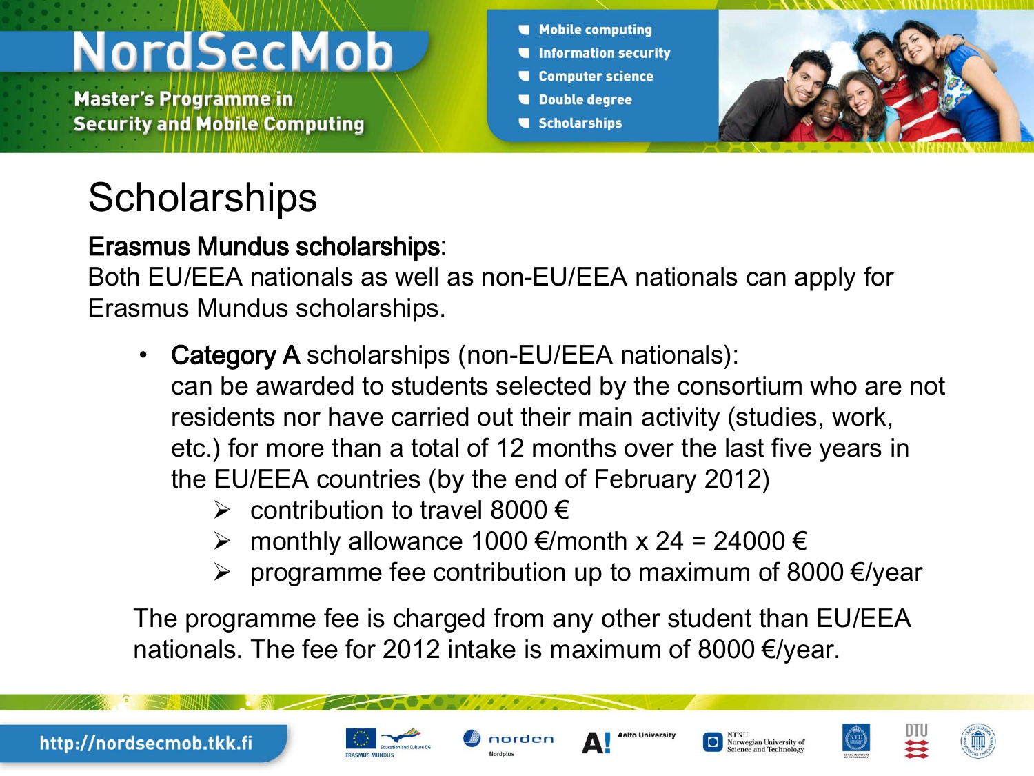# Scholarships

**Erasmus Mundus scholarships**:
Both EU/EEA nationals as well as non-EU/EEA nationals can apply for Erasmus Mundus scholarships.

- **Category A** scholarships (non-EU/EEA nationals): can be awarded to students selected by the consortium who are not residents nor have carried out their main activity (studies, work, etc.) for more than a total of 12 months over the last five years in the EU/EEA countries (by the end of February 2012)
  - contribution to travel 8000 €
  - monthly allowance 1000 €/month x 24 = 24000 €
  - programme fee contribution up to maximum of 8000 €/year

The programme fee is charged from any other student than EU/EEA nationals. The fee for 2012 intake is maximum of 8000 €/year.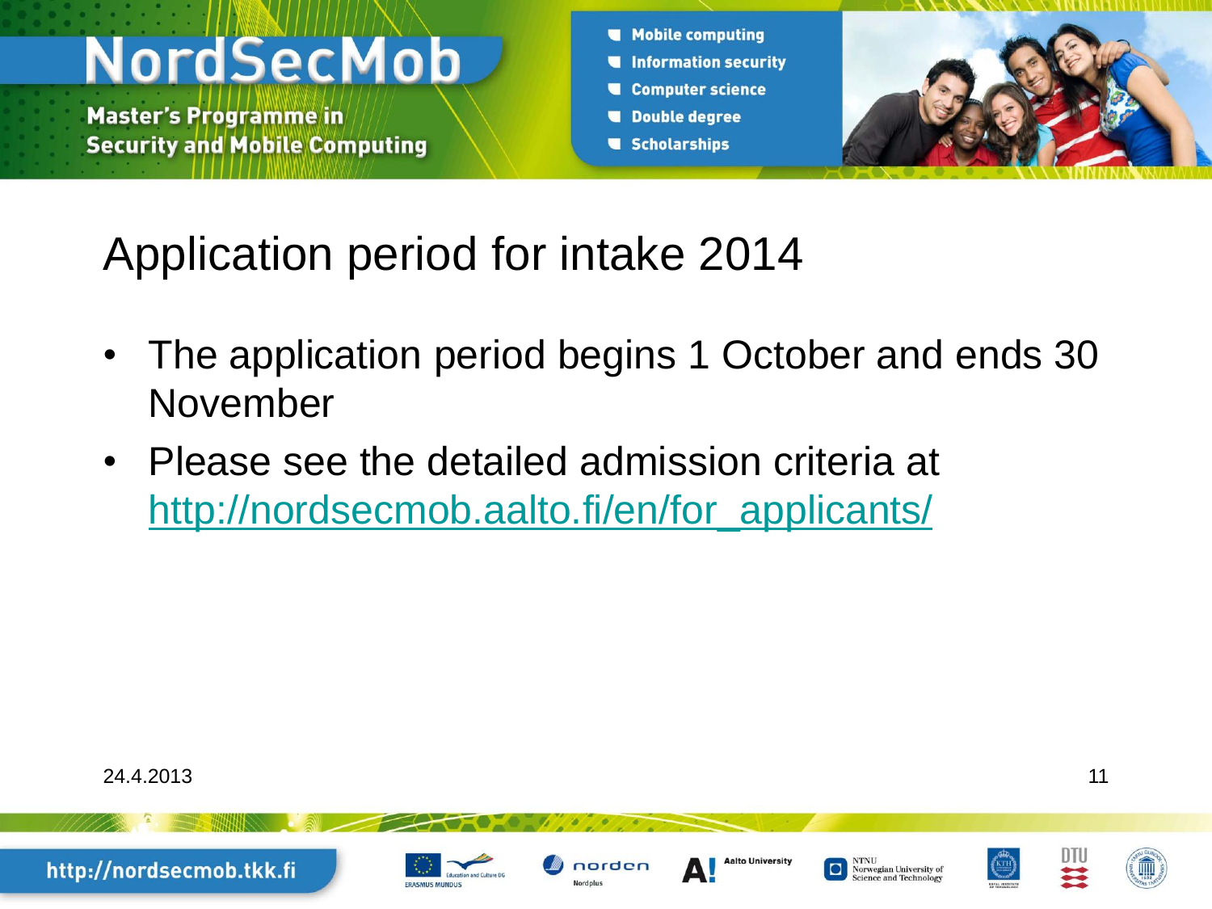# Application period for intake 2014

- The application period begins 1 October and ends 30 November
- Please see the detailed admission criteria at http://nordsecmob.aalto.fi/en/for_applicants/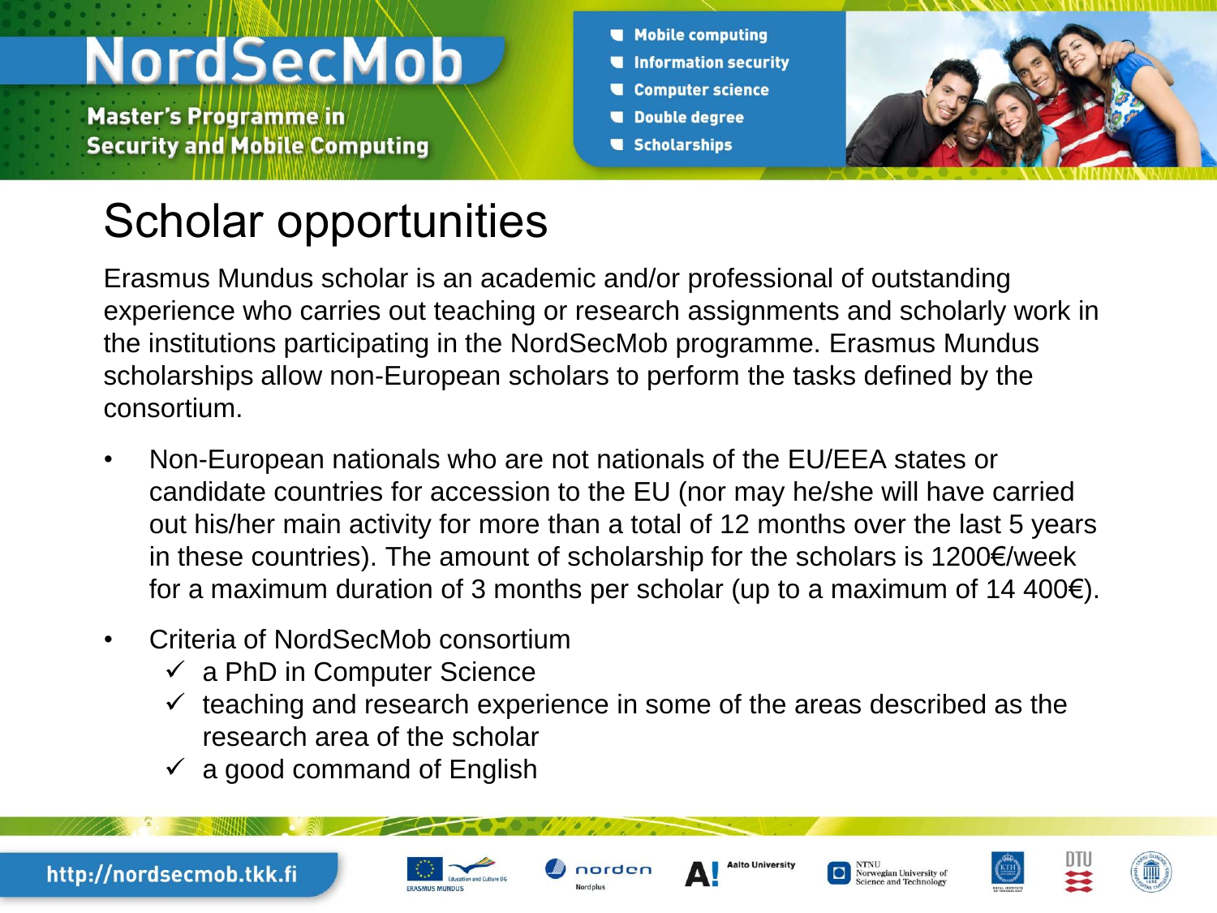# Scholar opportunities

Erasmus Mundus scholar is an academic and/or professional of outstanding experience who carries out teaching or research assignments and scholarly work in the institutions participating in the NordSecMob programme. Erasmus Mundus scholarships allow non-European scholars to perform the tasks defined by the consortium.

- Non-European nationals who are not nationals of the EU/EEA states or candidate countries for accession to the EU (nor may he/she will have carried out his/her main activity for more than a total of 12 months over the last 5 years in these countries). The amount of scholarship for the scholars is 1200€/week for a maximum duration of 3 months per scholar (up to a maximum of 14 400€).
- Criteria of NordSecMob consortium
  - ✓ a PhD in Computer Science
  - ✓ teaching and research experience in some of the areas described as the research area of the scholar
  - ✓ a good command of English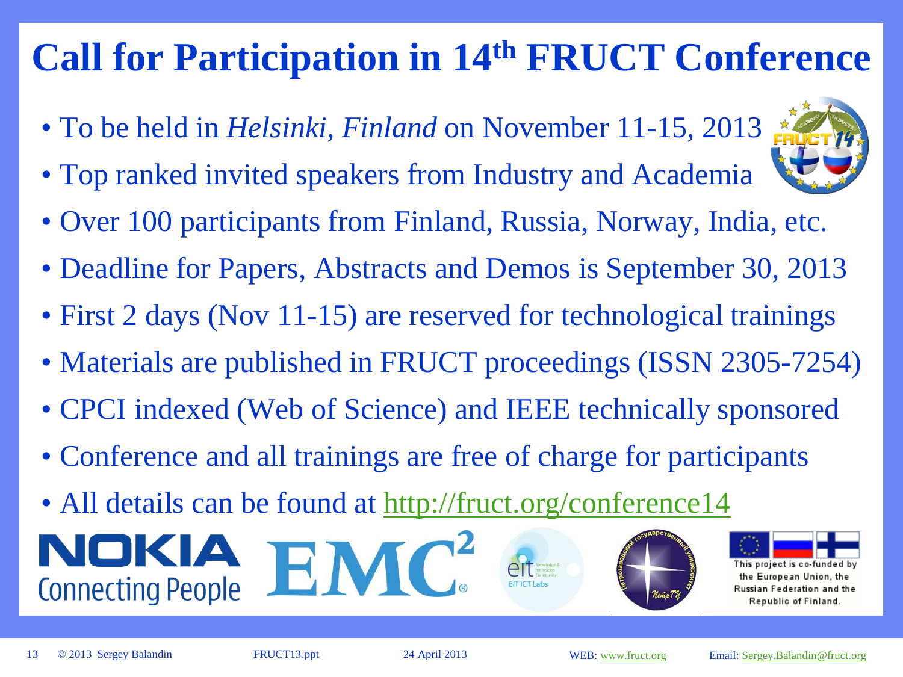# Call for Participation in 14th FRUCT Conference

- To be held in *Helsinki, Finland* on November 11-15, 2013
- Top ranked invited speakers from Industry and Academia
- Over 100 participants from Finland, Russia, Norway, India, etc.
- Deadline for Papers, Abstracts and Demos is September 30, 2013
- First 2 days (Nov 11-15) are reserved for technological trainings
- Materials are published in FRUCT proceedings (ISSN 2305-7254)
- CPCI indexed (Web of Science) and IEEE technically sponsored
- Conference and all trainings are free of charge for participants
- All details can be found at http://fruct.org/conference14

NOKIA Connecting People

EMC²

eit ICT Labs

This project is co-funded by the European Union, the Russian Federation and the Republic of Finland.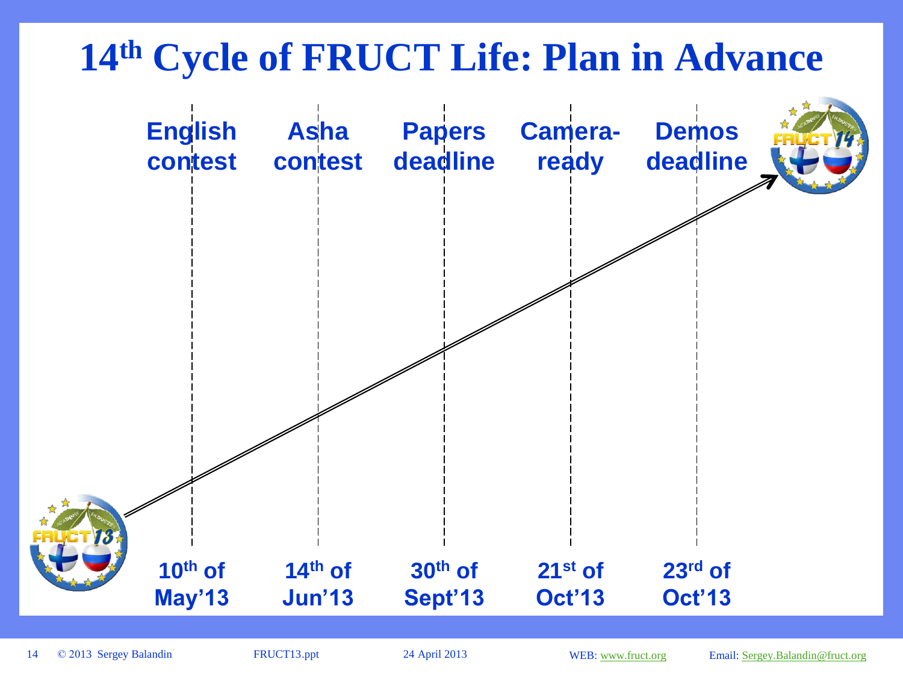# 14th Cycle of FRUCT Life: Plan in Advance

English contest

Asha contest

Papers deadline

Camera-ready

Demos deadline

10th of May'13

14th of Jun'13

30th of Sept'13

21st of Oct'13

23rd of Oct'13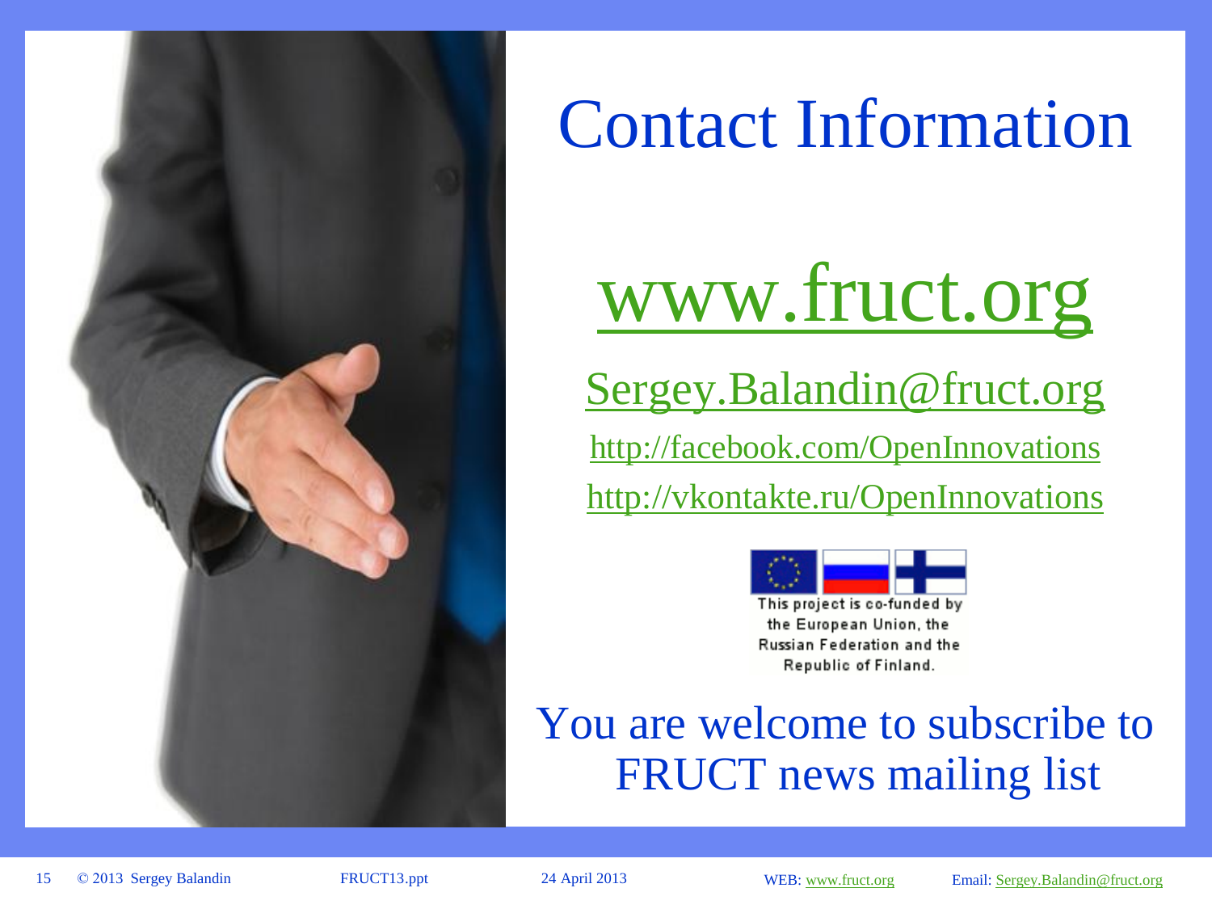# Contact Information

www.fruct.org

Sergey.Balandin@fruct.org

http://facebook.com/OpenInnovations

http://vkontakte.ru/OpenInnovations

This project is co-funded by the European Union, the Russian Federation and the Republic of Finland.

You are welcome to subscribe to FRUCT news mailing list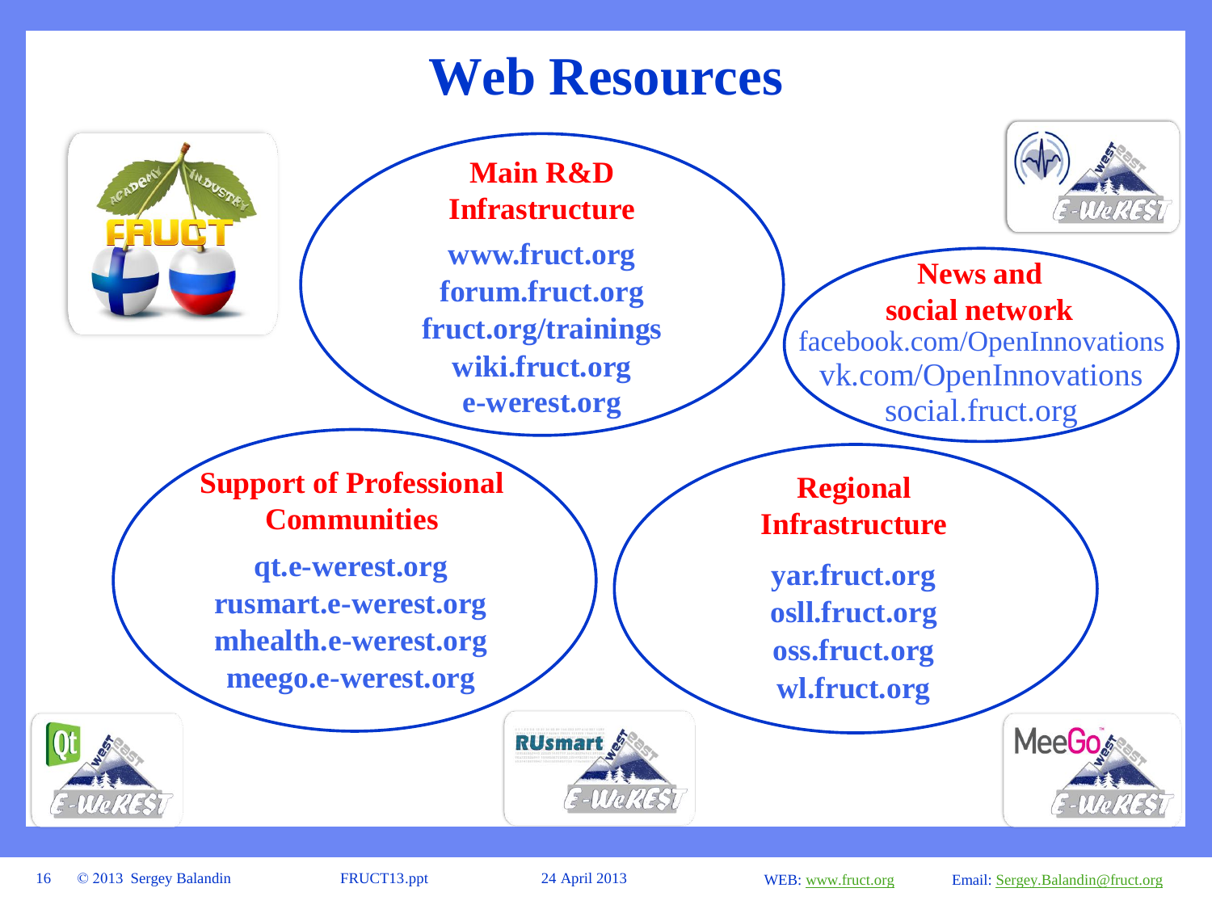# Web Resources

**Main R&D Infrastructure**

www.fruct.org
forum.fruct.org
fruct.org/trainings
wiki.fruct.org
e-werest.org

**News and social network**

facebook.com/OpenInnovations
vk.com/OpenInnovations
social.fruct.org

**Support of Professional Communities**

qt.e-werest.org
rusmart.e-werest.org
mhealth.e-werest.org
meego.e-werest.org

**Regional Infrastructure**

yar.fruct.org
osll.fruct.org
oss.fruct.org
wl.fruct.org